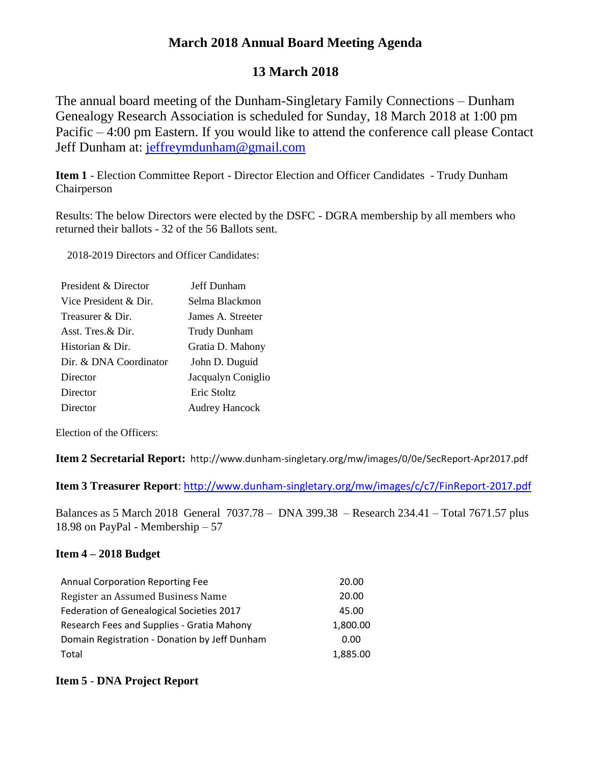# March 2018 Annual Board Meeting Agenda

## 13 March 2018

The annual board meeting of the Dunham-Singletary Family Connections – Dunham Genealogy Research Association is scheduled for Sunday, 18 March 2018 at 1:00 pm Pacific – 4:00 pm Eastern. If you would like to attend the conference call please Contact Jeff Dunham at: jeffreymdunham@gmail.com

**Item 1** - Election Committee Report - Director Election and Officer Candidates - Trudy Dunham Chairperson

Results: The below Directors were elected by the DSFC - DGRA membership by all members who returned their ballots - 32 of the 56 Ballots sent.

2018-2019 Directors and Officer Candidates:

| | |
|---|---|
| President & Director | Jeff Dunham |
| Vice President & Dir. | Selma Blackmon |
| Treasurer & Dir. | James A. Streeter |
| Asst. Tres.& Dir. | Trudy Dunham |
| Historian & Dir. | Gratia D. Mahony |
| Dir. & DNA Coordinator | John D. Duguid |
| Director | Jacqualyn Coniglio |
| Director | Eric Stoltz |
| Director | Audrey Hancock |

Election of the Officers:

**Item 2 Secretarial Report:** http://www.dunham-singletary.org/mw/images/0/0e/SecReport-Apr2017.pdf

**Item 3 Treasurer Report**: http://www.dunham-singletary.org/mw/images/c/c7/FinReport-2017.pdf

Balances as 5 March 2018 General 7037.78 – DNA 399.38 – Research 234.41 – Total 7671.57 plus 18.98 on PayPal - Membership – 57

**Item 4 – 2018 Budget**

| | |
|---|---|
| Annual Corporation Reporting Fee | 20.00 |
| Register an Assumed Business Name | 20.00 |
| Federation of Genealogical Societies 2017 | 45.00 |
| Research Fees and Supplies - Gratia Mahony | 1,800.00 |
| Domain Registration - Donation by Jeff Dunham | 0.00 |
| Total | 1,885.00 |

**Item 5 - DNA Project Report**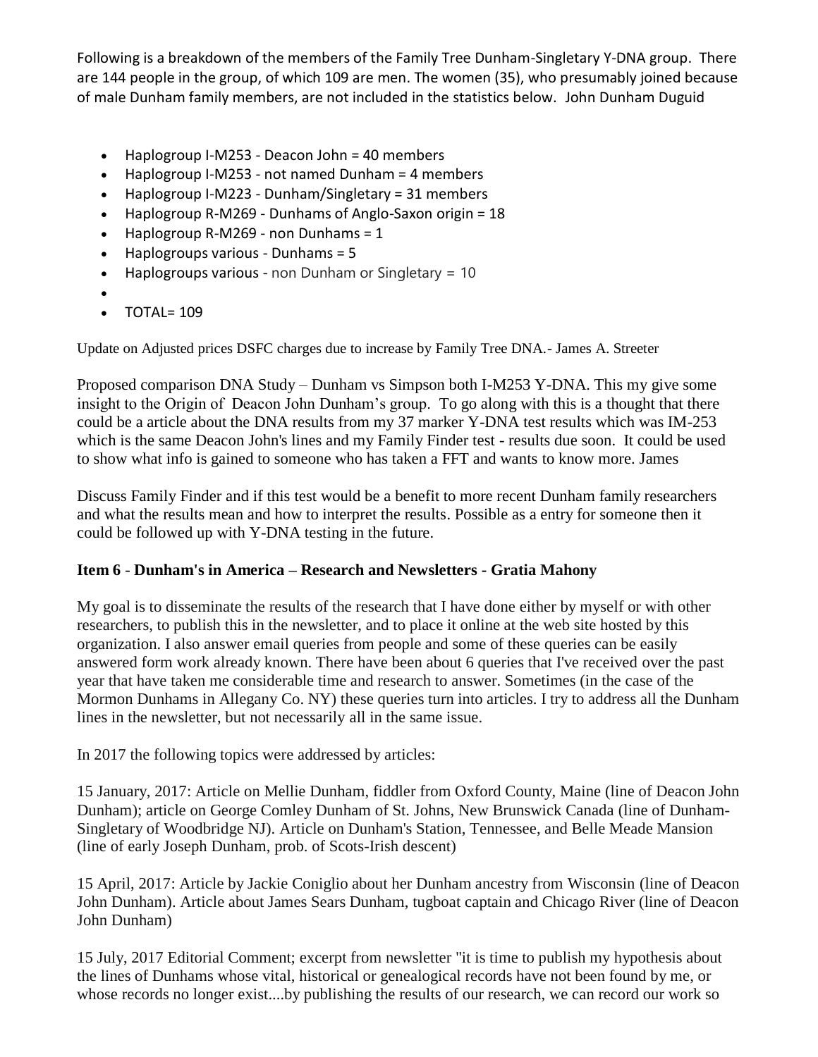Following is a breakdown of the members of the Family Tree Dunham-Singletary Y-DNA group. There are 144 people in the group, of which 109 are men. The women (35), who presumably joined because of male Dunham family members, are not included in the statistics below. John Dunham Duguid

- Haplogroup I-M253 - Deacon John = 40 members
- Haplogroup I-M253 - not named Dunham = 4 members
- Haplogroup I-M223 - Dunham/Singletary = 31 members
- Haplogroup R-M269 - Dunhams of Anglo-Saxon origin = 18
- Haplogroup R-M269 - non Dunhams = 1
- Haplogroups various - Dunhams = 5
- Haplogroups various - non Dunham or Singletary = 10
- 
- TOTAL= 109

Update on Adjusted prices DSFC charges due to increase by Family Tree DNA.- James A. Streeter

Proposed comparison DNA Study – Dunham vs Simpson both I-M253 Y-DNA. This my give some insight to the Origin of Deacon John Dunham's group. To go along with this is a thought that there could be a article about the DNA results from my 37 marker Y-DNA test results which was IM-253 which is the same Deacon John's lines and my Family Finder test - results due soon. It could be used to show what info is gained to someone who has taken a FFT and wants to know more. James

Discuss Family Finder and if this test would be a benefit to more recent Dunham family researchers and what the results mean and how to interpret the results. Possible as a entry for someone then it could be followed up with Y-DNA testing in the future.

**Item 6 - Dunham's in America – Research and Newsletters - Gratia Mahony**

My goal is to disseminate the results of the research that I have done either by myself or with other researchers, to publish this in the newsletter, and to place it online at the web site hosted by this organization. I also answer email queries from people and some of these queries can be easily answered form work already known. There have been about 6 queries that I've received over the past year that have taken me considerable time and research to answer. Sometimes (in the case of the Mormon Dunhams in Allegany Co. NY) these queries turn into articles. I try to address all the Dunham lines in the newsletter, but not necessarily all in the same issue.

In 2017 the following topics were addressed by articles:

15 January, 2017: Article on Mellie Dunham, fiddler from Oxford County, Maine (line of Deacon John Dunham); article on George Comley Dunham of St. Johns, New Brunswick Canada (line of Dunham-Singletary of Woodbridge NJ). Article on Dunham's Station, Tennessee, and Belle Meade Mansion (line of early Joseph Dunham, prob. of Scots-Irish descent)

15 April, 2017: Article by Jackie Coniglio about her Dunham ancestry from Wisconsin (line of Deacon John Dunham). Article about James Sears Dunham, tugboat captain and Chicago River (line of Deacon John Dunham)

15 July, 2017 Editorial Comment; excerpt from newsletter "it is time to publish my hypothesis about the lines of Dunhams whose vital, historical or genealogical records have not been found by me, or whose records no longer exist....by publishing the results of our research, we can record our work so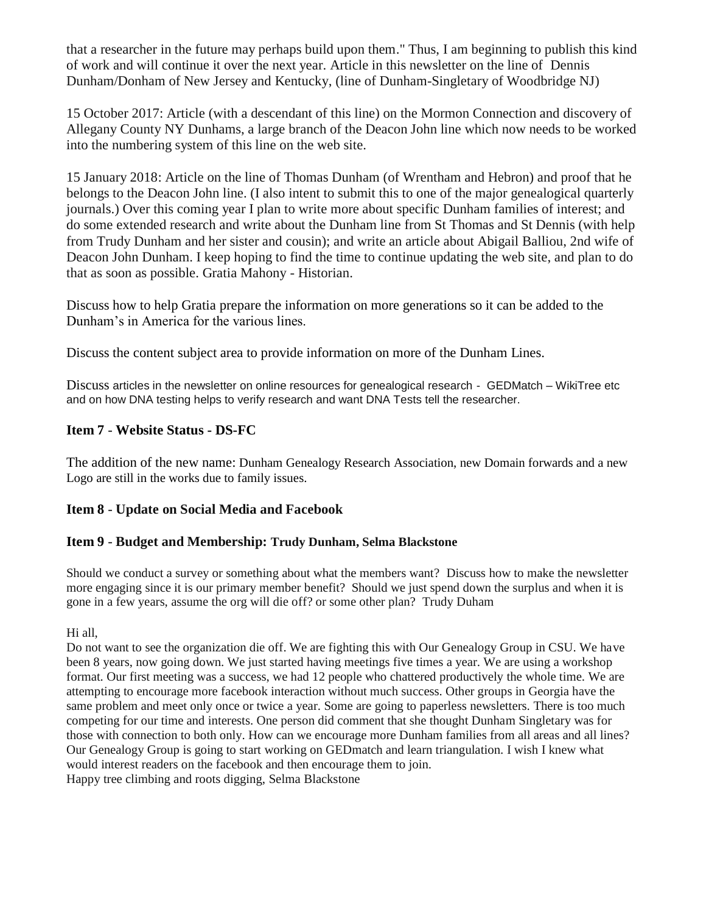that a researcher in the future may perhaps build upon them." Thus, I am beginning to publish this kind of work and will continue it over the next year. Article in this newsletter on the line of Dennis Dunham/Donham of New Jersey and Kentucky, (line of Dunham-Singletary of Woodbridge NJ)

15 October 2017: Article (with a descendant of this line) on the Mormon Connection and discovery of Allegany County NY Dunhams, a large branch of the Deacon John line which now needs to be worked into the numbering system of this line on the web site.

15 January 2018: Article on the line of Thomas Dunham (of Wrentham and Hebron) and proof that he belongs to the Deacon John line. (I also intent to submit this to one of the major genealogical quarterly journals.) Over this coming year I plan to write more about specific Dunham families of interest; and do some extended research and write about the Dunham line from St Thomas and St Dennis (with help from Trudy Dunham and her sister and cousin); and write an article about Abigail Balliou, 2nd wife of Deacon John Dunham. I keep hoping to find the time to continue updating the web site, and plan to do that as soon as possible. Gratia Mahony - Historian.

Discuss how to help Gratia prepare the information on more generations so it can be added to the Dunham's in America for the various lines.

Discuss the content subject area to provide information on more of the Dunham Lines.

Discuss articles in the newsletter on online resources for genealogical research - GEDMatch – WikiTree etc and on how DNA testing helps to verify research and want DNA Tests tell the researcher.

### Item 7 - Website Status - DS-FC

The addition of the new name: Dunham Genealogy Research Association, new Domain forwards and a new Logo are still in the works due to family issues.

### Item 8 - Update on Social Media and Facebook

### Item 9 - Budget and Membership: Trudy Dunham, Selma Blackstone

Should we conduct a survey or something about what the members want? Discuss how to make the newsletter more engaging since it is our primary member benefit? Should we just spend down the surplus and when it is gone in a few years, assume the org will die off? or some other plan? Trudy Duham

Hi all,
Do not want to see the organization die off. We are fighting this with Our Genealogy Group in CSU. We have been 8 years, now going down. We just started having meetings five times a year. We are using a workshop format. Our first meeting was a success, we had 12 people who chattered productively the whole time. We are attempting to encourage more facebook interaction without much success. Other groups in Georgia have the same problem and meet only once or twice a year. Some are going to paperless newsletters. There is too much competing for our time and interests. One person did comment that she thought Dunham Singletary was for those with connection to both only. How can we encourage more Dunham families from all areas and all lines? Our Genealogy Group is going to start working on GEDmatch and learn triangulation. I wish I knew what would interest readers on the facebook and then encourage them to join.
Happy tree climbing and roots digging, Selma Blackstone